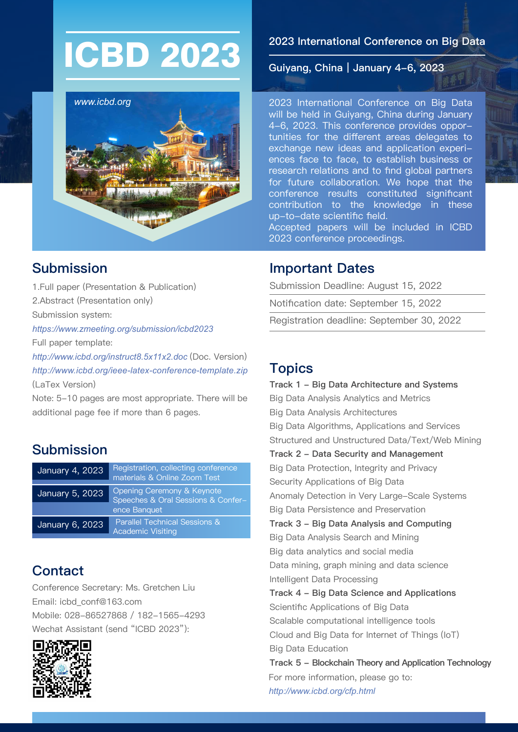# ICBD 2023

www.icbd.org

## 2023 International Conference on Big Data

Guiyang, China | January 4–6, 2023

2023 International Conference on Big Data will be held in Guiyang, China during January 4–6, 2023. This conference provides opportunities for the different areas delegates to exchange new ideas and application experiences face to face, to establish business or research relations and to find global partners for future collaboration. We hope that the conference results constituted significant contribution to the knowledge in these up-to-date scientific field.

Accepted papers will be included in ICBD 2023 conference proceedings.

## Submission

1.Full paper (Presentation & Publication)

2.Abstract (Presentation only)

Submission system:

*https://www.zmeeting.org/submission/icbd2023*

Full paper template:

*http://www.icbd.org/instruct8.5x11x2.doc* (Doc. Version)

*http://www.icbd.org/ieee-latex-conference-template.zip* (LaTex Version)

Note: 5–10 pages are most appropriate. There will be additional page fee if more than 6 pages.

## Submission

| | |
|---|---|
| January 4, 2023 | Registration, collecting conference materials & Online Zoom Test |
| January 5, 2023 | Opening Ceremony & Keynote Speeches & Oral Sessions & Conference Banquet |
| January 6, 2023 | Parallel Technical Sessions & Academic Visiting |

## Contact

Conference Secretary: Ms. Gretchen Liu

Email: icbd_conf@163.com

Mobile: 028–86527868 / 182–1565–4293

Wechat Assistant (send “ICBD 2023”):

## Important Dates

Submission Deadline: August 15, 2022

Notification date: September 15, 2022

Registration deadline: September 30, 2022

## Topics

**Track 1 – Big Data Architecture and Systems**

Big Data Analysis Analytics and Metrics

Big Data Analysis Architectures

Big Data Algorithms, Applications and Services

Structured and Unstructured Data/Text/Web Mining

**Track 2 – Data Security and Management**

Big Data Protection, Integrity and Privacy

Security Applications of Big Data

Anomaly Detection in Very Large–Scale Systems

Big Data Persistence and Preservation

**Track 3 – Big Data Analysis and Computing**

Big Data Analysis Search and Mining

Big data analytics and social media

Data mining, graph mining and data science

Intelligent Data Processing

**Track 4 – Big Data Science and Applications**

Scientific Applications of Big Data

Scalable computational intelligence tools

Cloud and Big Data for Internet of Things (IoT)

Big Data Education

**Track 5 – Blockchain Theory and Application Technology**

For more information, please go to:

*http://www.icbd.org/cfp.html*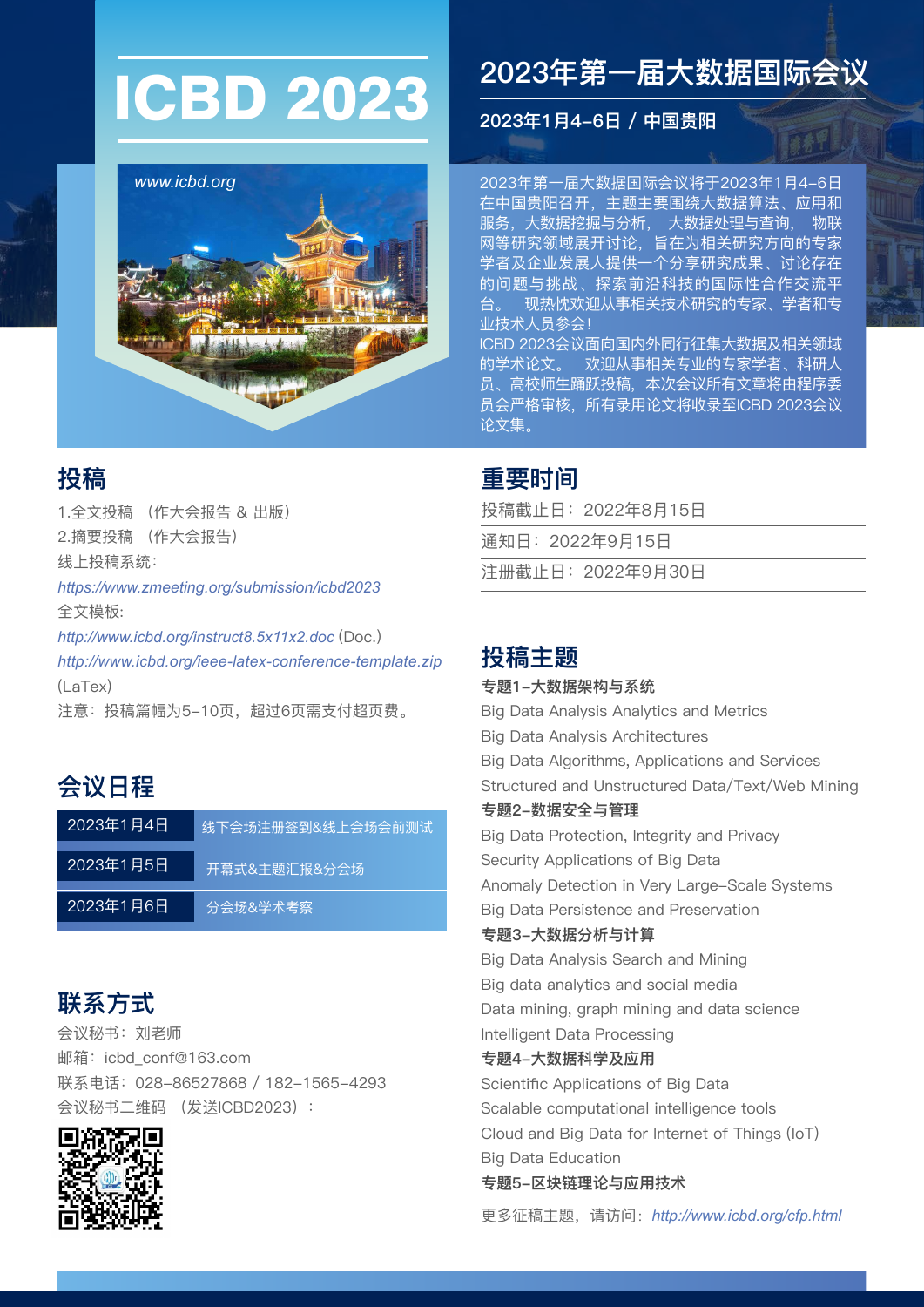# ICBD 2023

www.icbd.org

# 2023年第一届大数据国际会议

**2023年1月4-6日 / 中国贵阳**

2023年第一届大数据国际会议将于2023年1月4-6日在中国贵阳召开，主题主要围绕大数据算法、应用和服务，大数据挖掘与分析， 大数据处理与查询， 物联网等研究领域展开讨论，旨在为相关研究方向的专家学者及企业发展人提供一个分享研究成果、讨论存在的问题与挑战、探索前沿科技的国际性合作交流平台。 现热忱欢迎从事相关技术研究的专家、学者和专业技术人员参会!

ICBD 2023会议面向国内外同行征集大数据及相关领域的学术论文。 欢迎从事相关专业的专家学者、科研人员、高校师生踊跃投稿，本次会议所有文章将由程序委员会严格审核，所有录用论文将收录至ICBD 2023会议论文集。

## 投稿

1.全文投稿 （作大会报告 & 出版）
2.摘要投稿 （作大会报告）
线上投稿系统:
*https://www.zmeeting.org/submission/icbd2023*
全文模板:
*http://www.icbd.org/instruct8.5x11x2.doc* (Doc.)
*http://www.icbd.org/ieee-latex-conference-template.zip* (LaTex)
注意：投稿篇幅为5-10页，超过6页需支付超页费。

## 会议日程

| | |
|---|---|
| 2023年1月4日 | 线下会场注册签到&线上会场会前测试 |
| 2023年1月5日 | 开幕式&主题汇报&分会场 |
| 2023年1月6日 | 分会场&学术考察 |

## 联系方式

会议秘书：刘老师
邮箱：icbd_conf@163.com
联系电话：028-86527868 / 182-1565-4293
会议秘书二维码 （发送ICBD2023）：

## 重要时间

投稿截止日：2022年8月15日
通知日：2022年9月15日
注册截止日：2022年9月30日

## 投稿主题

**专题1-大数据架构与系统**
Big Data Analysis Analytics and Metrics
Big Data Analysis Architectures
Big Data Algorithms, Applications and Services
Structured and Unstructured Data/Text/Web Mining

**专题2-数据安全与管理**
Big Data Protection, Integrity and Privacy
Security Applications of Big Data
Anomaly Detection in Very Large-Scale Systems
Big Data Persistence and Preservation

**专题3-大数据分析与计算**
Big Data Analysis Search and Mining
Big data analytics and social media
Data mining, graph mining and data science
Intelligent Data Processing

**专题4-大数据科学及应用**
Scientific Applications of Big Data
Scalable computational intelligence tools
Cloud and Big Data for Internet of Things (IoT)
Big Data Education

**专题5-区块链理论与应用技术**

更多征稿主题，请访问：*http://www.icbd.org/cfp.html*